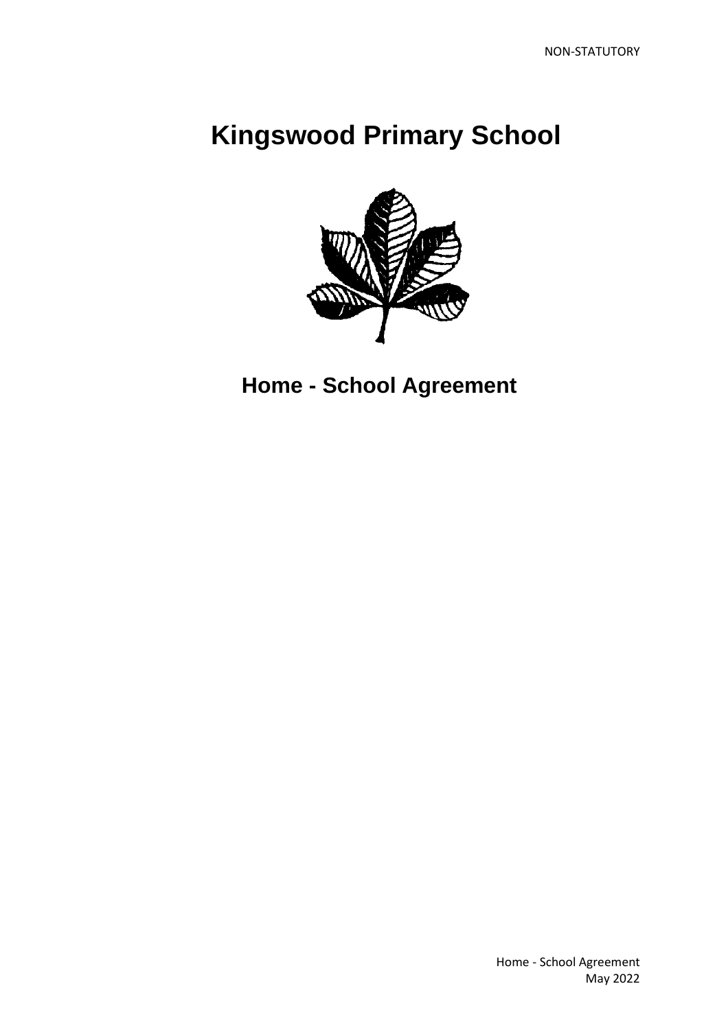NON-STATUTORY

# Kingswood Primary School

## Home - School Agreement

Home - School Agreement
May 2022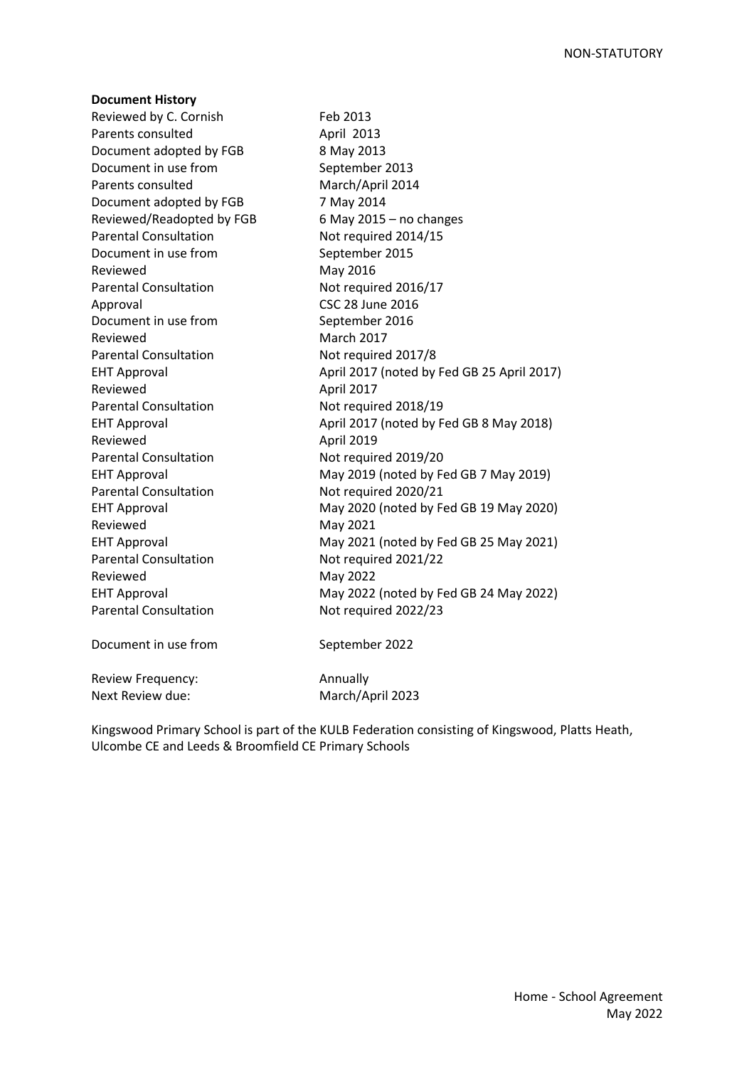**Document History**

| | |
|---|---|
| Reviewed by C. Cornish | Feb 2013 |
| Parents consulted | April 2013 |
| Document adopted by FGB | 8 May 2013 |
| Document in use from | September 2013 |
| Parents consulted | March/April 2014 |
| Document adopted by FGB | 7 May 2014 |
| Reviewed/Readopted by FGB | 6 May 2015 – no changes |
| Parental Consultation | Not required 2014/15 |
| Document in use from | September 2015 |
| Reviewed | May 2016 |
| Parental Consultation | Not required 2016/17 |
| Approval | CSC 28 June 2016 |
| Document in use from | September 2016 |
| Reviewed | March 2017 |
| Parental Consultation | Not required 2017/8 |
| EHT Approval | April 2017 (noted by Fed GB 25 April 2017) |
| Reviewed | April 2017 |
| Parental Consultation | Not required 2018/19 |
| EHT Approval | April 2017 (noted by Fed GB 8 May 2018) |
| Reviewed | April 2019 |
| Parental Consultation | Not required 2019/20 |
| EHT Approval | May 2019 (noted by Fed GB 7 May 2019) |
| Parental Consultation | Not required 2020/21 |
| EHT Approval | May 2020 (noted by Fed GB 19 May 2020) |
| Reviewed | May 2021 |
| EHT Approval | May 2021 (noted by Fed GB 25 May 2021) |
| Parental Consultation | Not required 2021/22 |
| Reviewed | May 2022 |
| EHT Approval | May 2022 (noted by Fed GB 24 May 2022) |
| Parental Consultation | Not required 2022/23 |
| Document in use from | September 2022 |
| Review Frequency: | Annually |
| Next Review due: | March/April 2023 |

Kingswood Primary School is part of the KULB Federation consisting of Kingswood, Platts Heath, Ulcombe CE and Leeds & Broomfield CE Primary Schools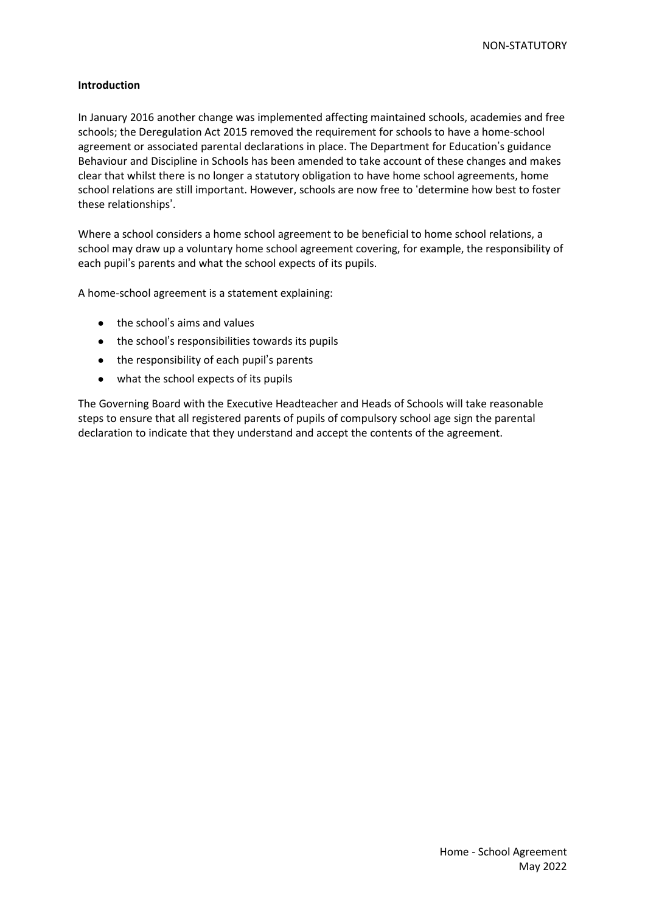**Introduction**

In January 2016 another change was implemented affecting maintained schools, academies and free schools; the Deregulation Act 2015 removed the requirement for schools to have a home-school agreement or associated parental declarations in place. The Department for Education's guidance Behaviour and Discipline in Schools has been amended to take account of these changes and makes clear that whilst there is no longer a statutory obligation to have home school agreements, home school relations are still important. However, schools are now free to 'determine how best to foster these relationships'.

Where a school considers a home school agreement to be beneficial to home school relations, a school may draw up a voluntary home school agreement covering, for example, the responsibility of each pupil's parents and what the school expects of its pupils.

A home-school agreement is a statement explaining:

- the school's aims and values
- the school's responsibilities towards its pupils
- the responsibility of each pupil's parents
- what the school expects of its pupils

The Governing Board with the Executive Headteacher and Heads of Schools will take reasonable steps to ensure that all registered parents of pupils of compulsory school age sign the parental declaration to indicate that they understand and accept the contents of the agreement.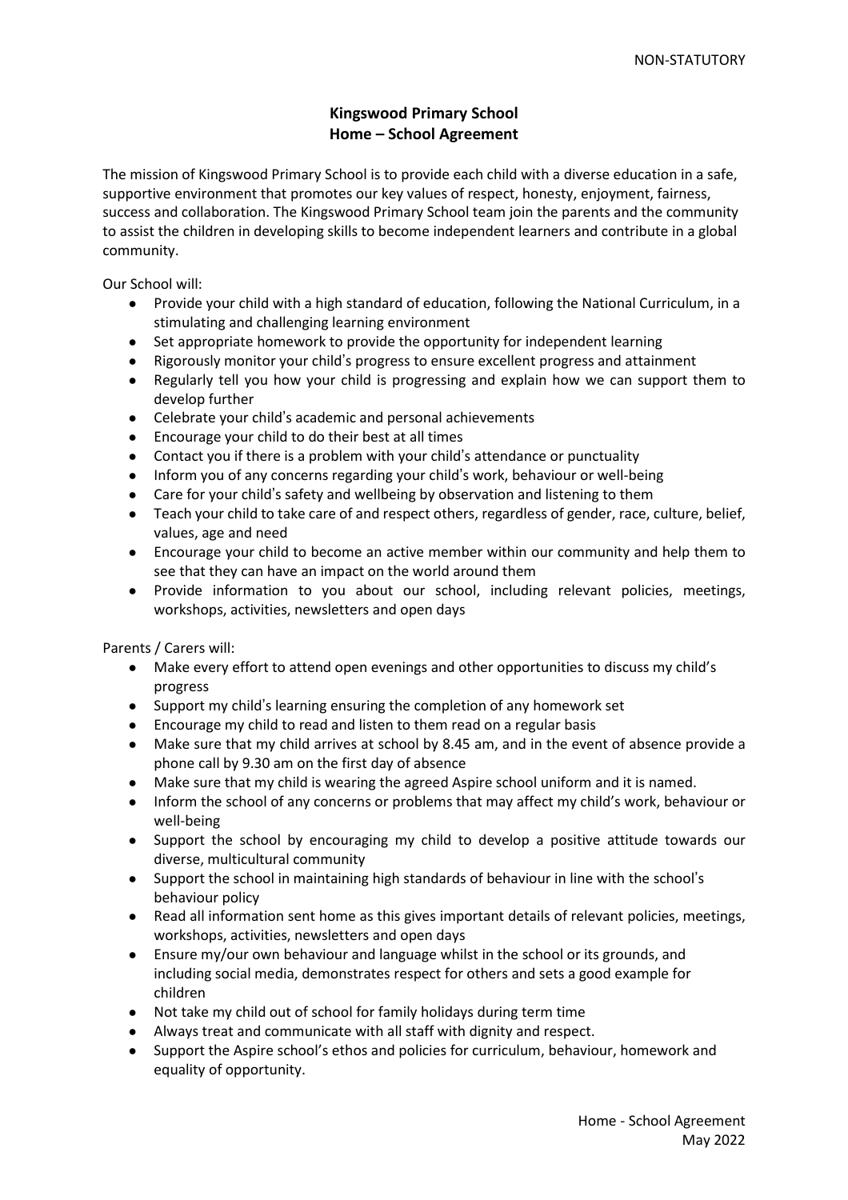NON-STATUTORY

**Kingswood Primary School**
**Home – School Agreement**

The mission of Kingswood Primary School is to provide each child with a diverse education in a safe, supportive environment that promotes our key values of respect, honesty, enjoyment, fairness, success and collaboration. The Kingswood Primary School team join the parents and the community to assist the children in developing skills to become independent learners and contribute in a global community.

Our School will:

- Provide your child with a high standard of education, following the National Curriculum, in a stimulating and challenging learning environment
- Set appropriate homework to provide the opportunity for independent learning
- Rigorously monitor your child's progress to ensure excellent progress and attainment
- Regularly tell you how your child is progressing and explain how we can support them to develop further
- Celebrate your child's academic and personal achievements
- Encourage your child to do their best at all times
- Contact you if there is a problem with your child's attendance or punctuality
- Inform you of any concerns regarding your child's work, behaviour or well-being
- Care for your child's safety and wellbeing by observation and listening to them
- Teach your child to take care of and respect others, regardless of gender, race, culture, belief, values, age and need
- Encourage your child to become an active member within our community and help them to see that they can have an impact on the world around them
- Provide information to you about our school, including relevant policies, meetings, workshops, activities, newsletters and open days

Parents / Carers will:

- Make every effort to attend open evenings and other opportunities to discuss my child's progress
- Support my child's learning ensuring the completion of any homework set
- Encourage my child to read and listen to them read on a regular basis
- Make sure that my child arrives at school by 8.45 am, and in the event of absence provide a phone call by 9.30 am on the first day of absence
- Make sure that my child is wearing the agreed Aspire school uniform and it is named.
- Inform the school of any concerns or problems that may affect my child's work, behaviour or well-being
- Support the school by encouraging my child to develop a positive attitude towards our diverse, multicultural community
- Support the school in maintaining high standards of behaviour in line with the school's behaviour policy
- Read all information sent home as this gives important details of relevant policies, meetings, workshops, activities, newsletters and open days
- Ensure my/our own behaviour and language whilst in the school or its grounds, and including social media, demonstrates respect for others and sets a good example for children
- Not take my child out of school for family holidays during term time
- Always treat and communicate with all staff with dignity and respect.
- Support the Aspire school's ethos and policies for curriculum, behaviour, homework and equality of opportunity.

Home - School Agreement
May 2022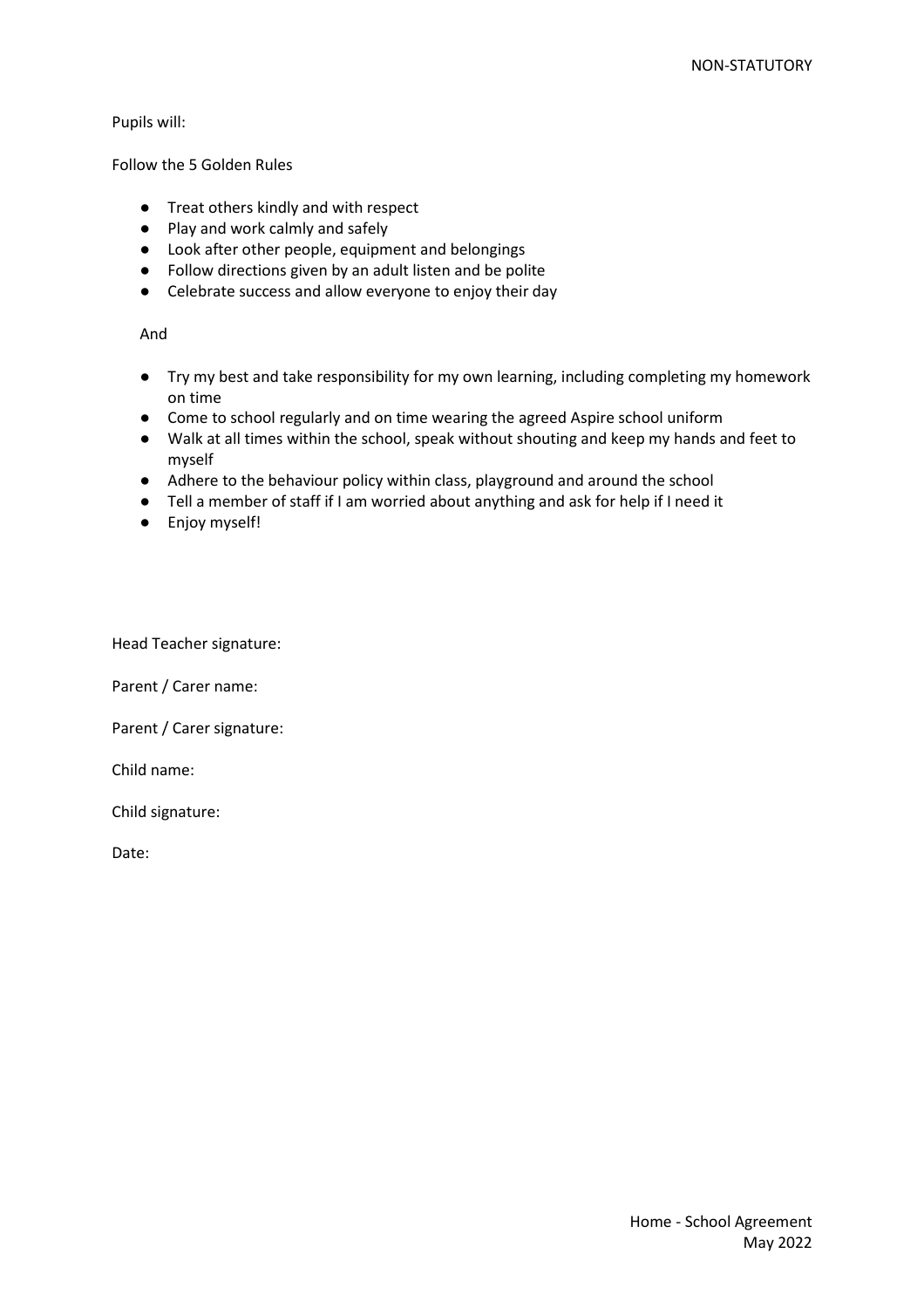Pupils will:

Follow the 5 Golden Rules

- Treat others kindly and with respect
- Play and work calmly and safely
- Look after other people, equipment and belongings
- Follow directions given by an adult listen and be polite
- Celebrate success and allow everyone to enjoy their day

And

- Try my best and take responsibility for my own learning, including completing my homework on time
- Come to school regularly and on time wearing the agreed Aspire school uniform
- Walk at all times within the school, speak without shouting and keep my hands and feet to myself
- Adhere to the behaviour policy within class, playground and around the school
- Tell a member of staff if I am worried about anything and ask for help if I need it
- Enjoy myself!

Head Teacher signature:

Parent / Carer name:

Parent / Carer signature:

Child name:

Child signature:

Date: